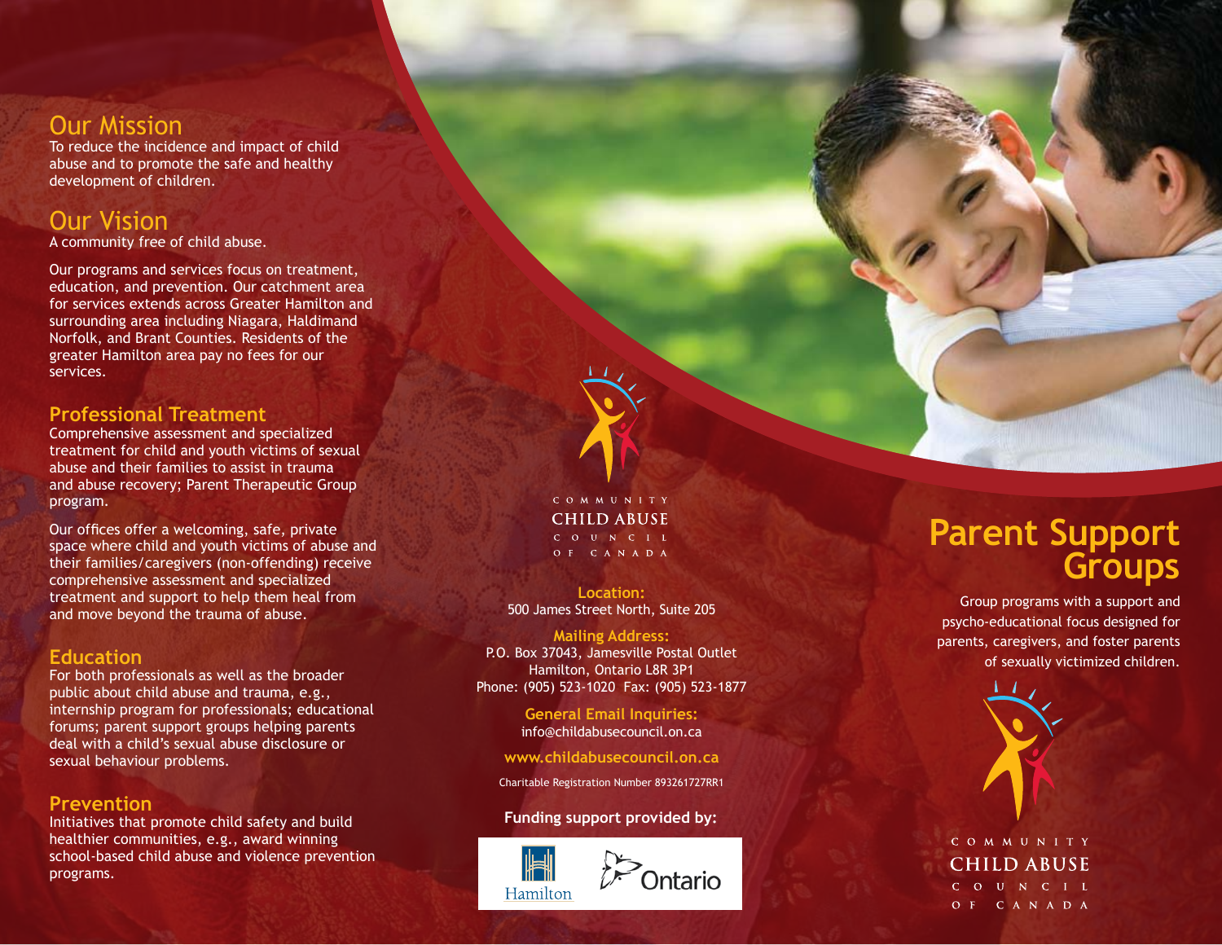## Our Mission

To reduce the incidence and impact of child abuse and to promote the safe and healthy development of children.

## Our Vision

A community free of child abuse.

Our programs and services focus on treatment, education, and prevention. Our catchment area for services extends across Greater Hamilton and surrounding area including Niagara, Haldimand Norfolk, and Brant Counties. Residents of the greater Hamilton area pay no fees for our services.

### Professional Treatment

Comprehensive assessment and specialized treatment for child and youth victims of sexual abuse and their families to assist in trauma and abuse recovery; Parent Therapeutic Group program.

Our offices offer a welcoming, safe, private space where child and youth victims of abuse and their families/caregivers (non-offending) receive comprehensive assessment and specialized treatment and support to help them heal from and move beyond the trauma of abuse.

### Education

For both professionals as well as the broader public about child abuse and trauma, e.g., internship program for professionals; educational forums; parent support groups helping parents deal with a child's sexual abuse disclosure or sexual behaviour problems.

### Prevention

Initiatives that promote child safety and build healthier communities, e.g., award winning school-based child abuse and violence prevention programs.

COMMUNITY CHILD ABUSE COUNCIL OF CANADA

**Location:**
500 James Street North, Suite 205

**Mailing Address:**
P.O. Box 37043, Jamesville Postal Outlet
Hamilton, Ontario L8R 3P1
Phone: (905) 523-1020 Fax: (905) 523-1877

**General Email Inquiries:**
info@childabusecouncil.on.ca

**www.childabusecouncil.on.ca**

Charitable Registration Number 893261727RR1

**Funding support provided by:**

Hamilton Ontario

# Parent Support Groups

Group programs with a support and psycho-educational focus designed for parents, caregivers, and foster parents of sexually victimized children.

COMMUNITY CHILD ABUSE COUNCIL OF CANADA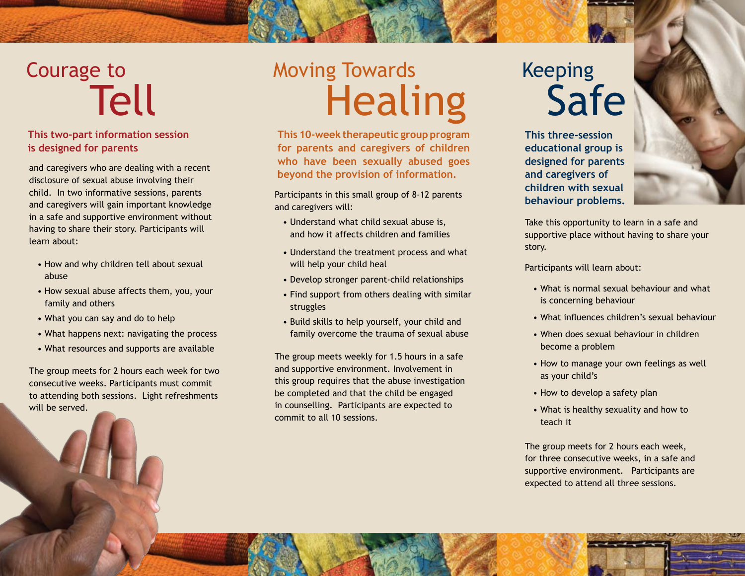# Courage to Tell

**This two-part information session is designed for parents**

and caregivers who are dealing with a recent disclosure of sexual abuse involving their child. In two informative sessions, parents and caregivers will gain important knowledge in a safe and supportive environment without having to share their story. Participants will learn about:

- How and why children tell about sexual abuse
- How sexual abuse affects them, you, your family and others
- What you can say and do to help
- What happens next: navigating the process
- What resources and supports are available

The group meets for 2 hours each week for two consecutive weeks. Participants must commit to attending both sessions. Light refreshments will be served.

# Moving Towards Healing

**This 10-week therapeutic group program for parents and caregivers of children who have been sexually abused goes beyond the provision of information.**

Participants in this small group of 8-12 parents and caregivers will:

- Understand what child sexual abuse is, and how it affects children and families
- Understand the treatment process and what will help your child heal
- Develop stronger parent-child relationships
- Find support from others dealing with similar struggles
- Build skills to help yourself, your child and family overcome the trauma of sexual abuse

The group meets weekly for 1.5 hours in a safe and supportive environment. Involvement in this group requires that the abuse investigation be completed and that the child be engaged in counselling. Participants are expected to commit to all 10 sessions.

# Keeping Safe

**This three-session educational group is designed for parents and caregivers of children with sexual behaviour problems.**

Take this opportunity to learn in a safe and supportive place without having to share your story.

Participants will learn about:

- What is normal sexual behaviour and what is concerning behaviour
- What influences children's sexual behaviour
- When does sexual behaviour in children become a problem
- How to manage your own feelings as well as your child's
- How to develop a safety plan
- What is healthy sexuality and how to teach it

The group meets for 2 hours each week, for three consecutive weeks, in a safe and supportive environment. Participants are expected to attend all three sessions.